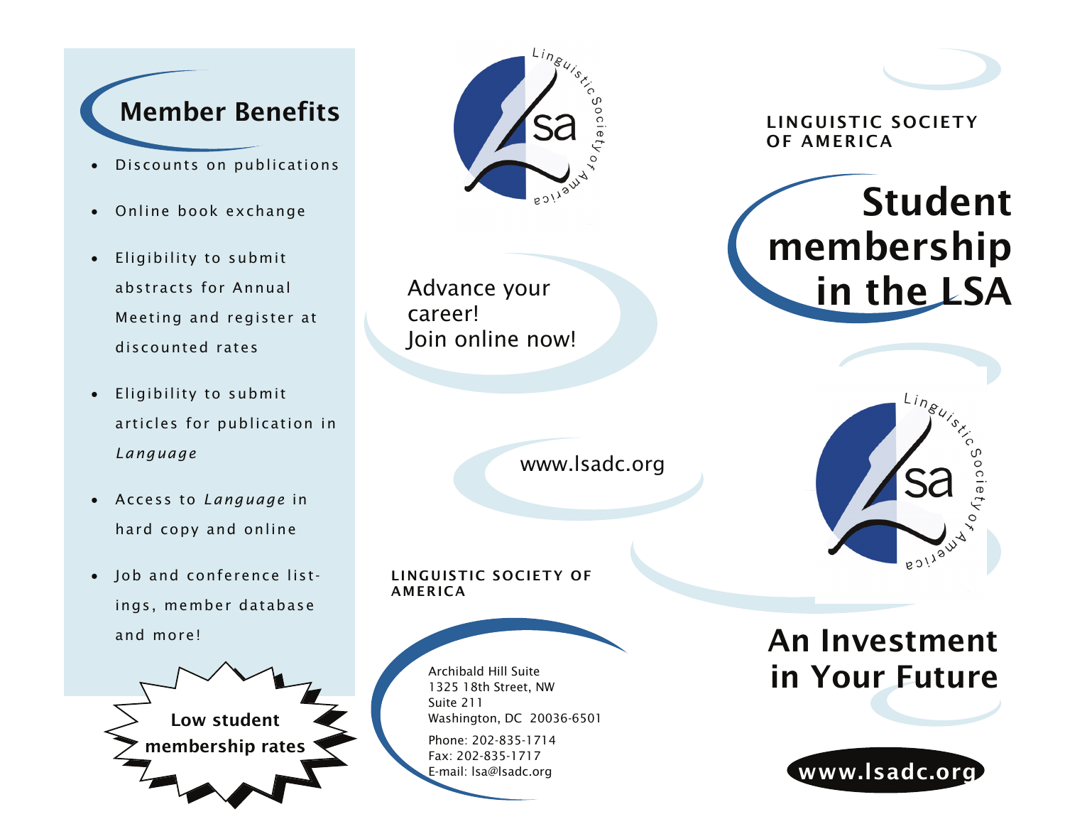## Member Benefits

- Discounts on publications
- Online book exchange
- Eligibility to submit abstracts for Annual Meeting and register at discounted rates
- Eligibility to submit articles for publication in *Language*
- Access to *Language* in hard copy and online
- Job and conference listings, member database and more!

**Low student membership rates**

Advance your career!
Join online now!

www.lsadc.org

**LINGUISTIC SOCIETY OF AMERICA**

Archibald Hill Suite
1325 18th Street, NW
Suite 211
Washington, DC 20036-6501

Phone: 202-835-1714
Fax: 202-835-1717
E-mail: lsa@lsadc.org

**LINGUISTIC SOCIETY OF AMERICA**

# Student membership in the LSA

## An Investment in Your Future

**www.lsadc.org**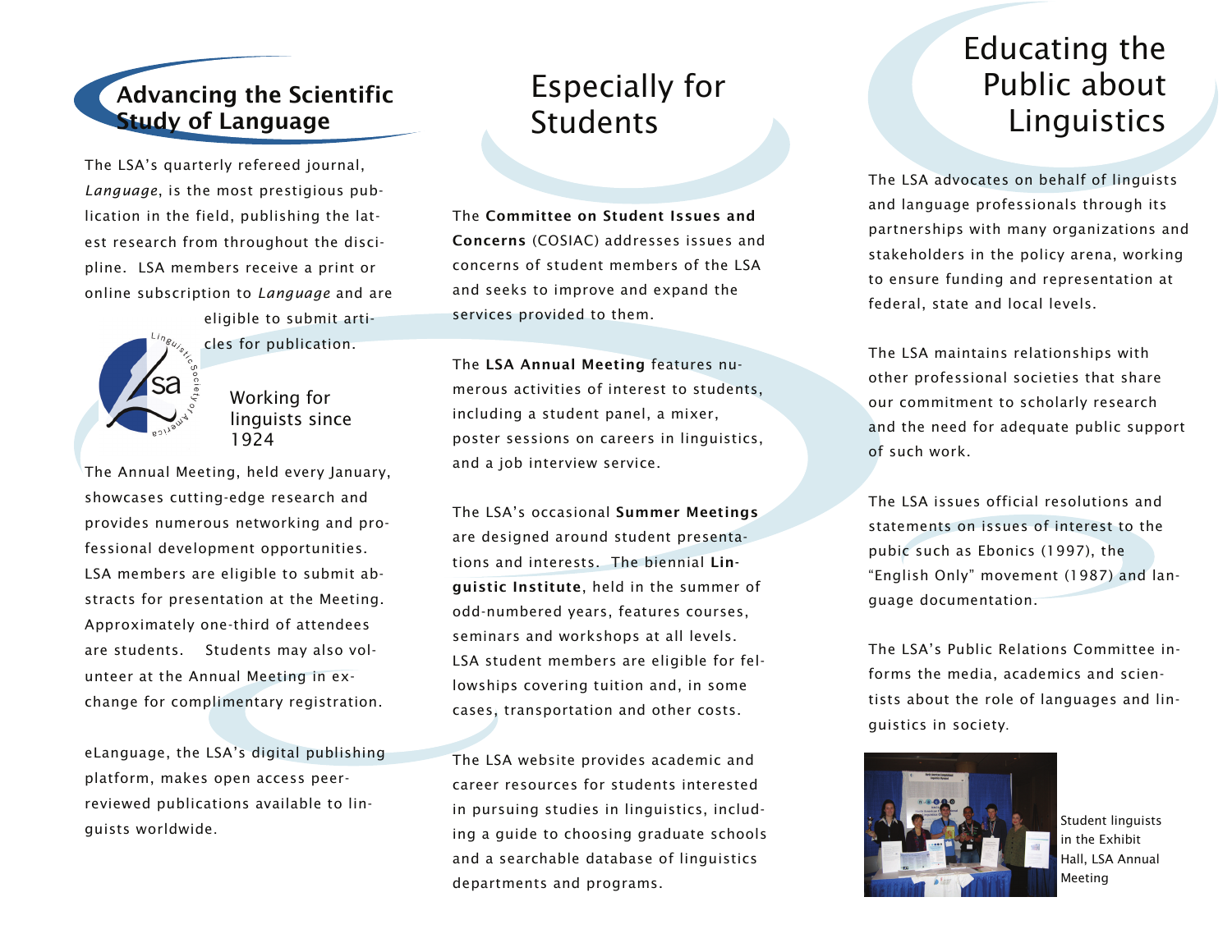## Advancing the Scientific Study of Language

The LSA's quarterly refereed journal, *Language*, is the most prestigious publication in the field, publishing the latest research from throughout the discipline. LSA members receive a print or online subscription to *Language* and are eligible to submit articles for publication.

Working for linguists since 1924

The Annual Meeting, held every January, showcases cutting-edge research and provides numerous networking and professional development opportunities. LSA members are eligible to submit abstracts for presentation at the Meeting. Approximately one-third of attendees are students. Students may also volunteer at the Annual Meeting in exchange for complimentary registration.

eLanguage, the LSA's digital publishing platform, makes open access peer-reviewed publications available to linguists worldwide.

## Especially for Students

The **Committee on Student Issues and Concerns** (COSIAC) addresses issues and concerns of student members of the LSA and seeks to improve and expand the services provided to them.

The **LSA Annual Meeting** features numerous activities of interest to students, including a student panel, a mixer, poster sessions on careers in linguistics, and a job interview service.

The LSA's occasional **Summer Meetings** are designed around student presentations and interests. The biennial **Linguistic Institute**, held in the summer of odd-numbered years, features courses, seminars and workshops at all levels. LSA student members are eligible for fellowships covering tuition and, in some cases, transportation and other costs.

The LSA website provides academic and career resources for students interested in pursuing studies in linguistics, including a guide to choosing graduate schools and a searchable database of linguistics departments and programs.

## Educating the Public about Linguistics

The LSA advocates on behalf of linguists and language professionals through its partnerships with many organizations and stakeholders in the policy arena, working to ensure funding and representation at federal, state and local levels.

The LSA maintains relationships with other professional societies that share our commitment to scholarly research and the need for adequate public support of such work.

The LSA issues official resolutions and statements on issues of interest to the pubic such as Ebonics (1997), the "English Only" movement (1987) and language documentation.

The LSA's Public Relations Committee informs the media, academics and scientists about the role of languages and linguistics in society.

Student linguists in the Exhibit Hall, LSA Annual Meeting